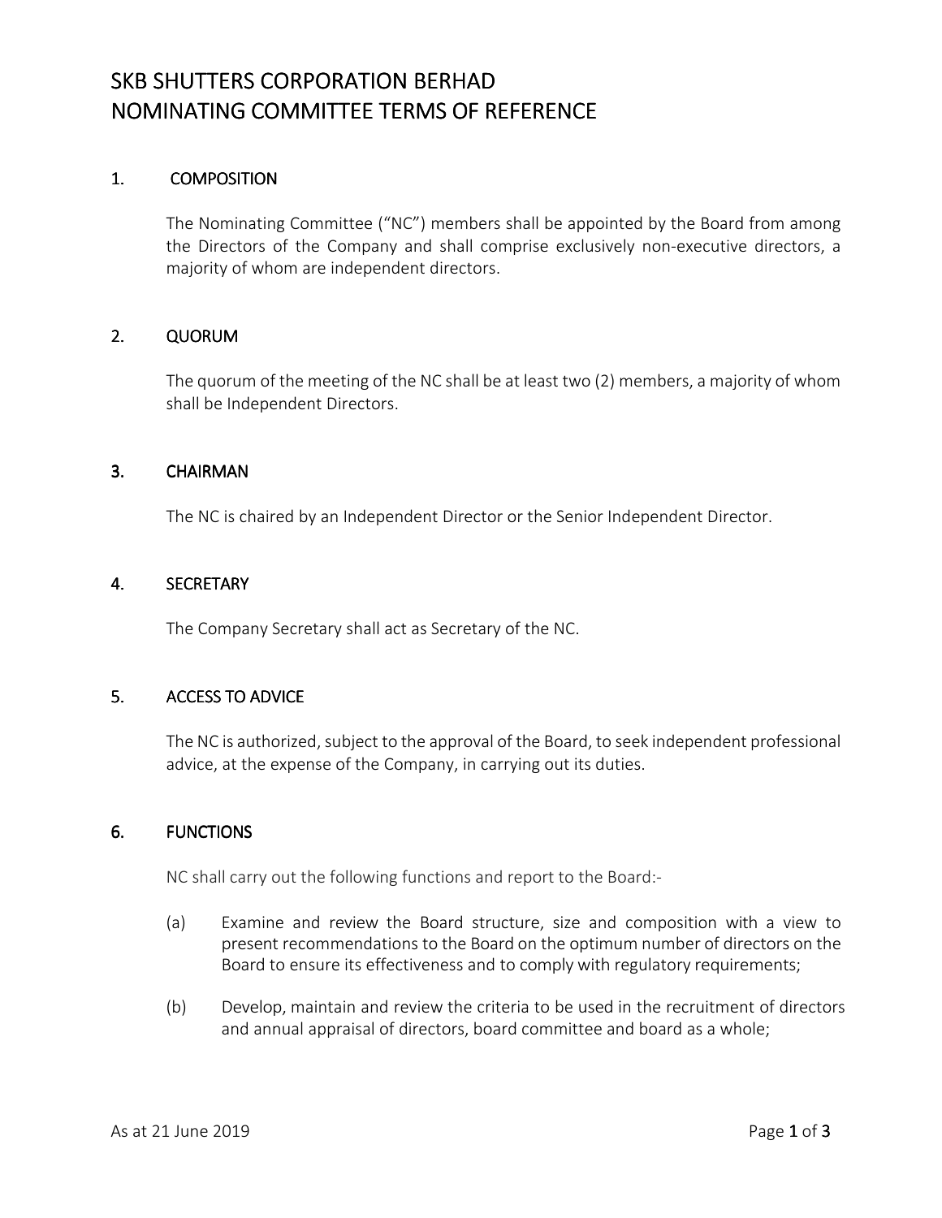# SKB SHUTTERS CORPORATION BERHAD
# NOMINATING COMMITTEE TERMS OF REFERENCE

## 1. COMPOSITION

The Nominating Committee ("NC") members shall be appointed by the Board from among the Directors of the Company and shall comprise exclusively non-executive directors, a majority of whom are independent directors.

## 2. QUORUM

The quorum of the meeting of the NC shall be at least two (2) members, a majority of whom shall be Independent Directors.

## 3. CHAIRMAN

The NC is chaired by an Independent Director or the Senior Independent Director.

## 4. SECRETARY

The Company Secretary shall act as Secretary of the NC.

## 5. ACCESS TO ADVICE

The NC is authorized, subject to the approval of the Board, to seek independent professional advice, at the expense of the Company, in carrying out its duties.

## 6. FUNCTIONS

NC shall carry out the following functions and report to the Board:-

(a) Examine and review the Board structure, size and composition with a view to present recommendations to the Board on the optimum number of directors on the Board to ensure its effectiveness and to comply with regulatory requirements;

(b) Develop, maintain and review the criteria to be used in the recruitment of directors and annual appraisal of directors, board committee and board as a whole;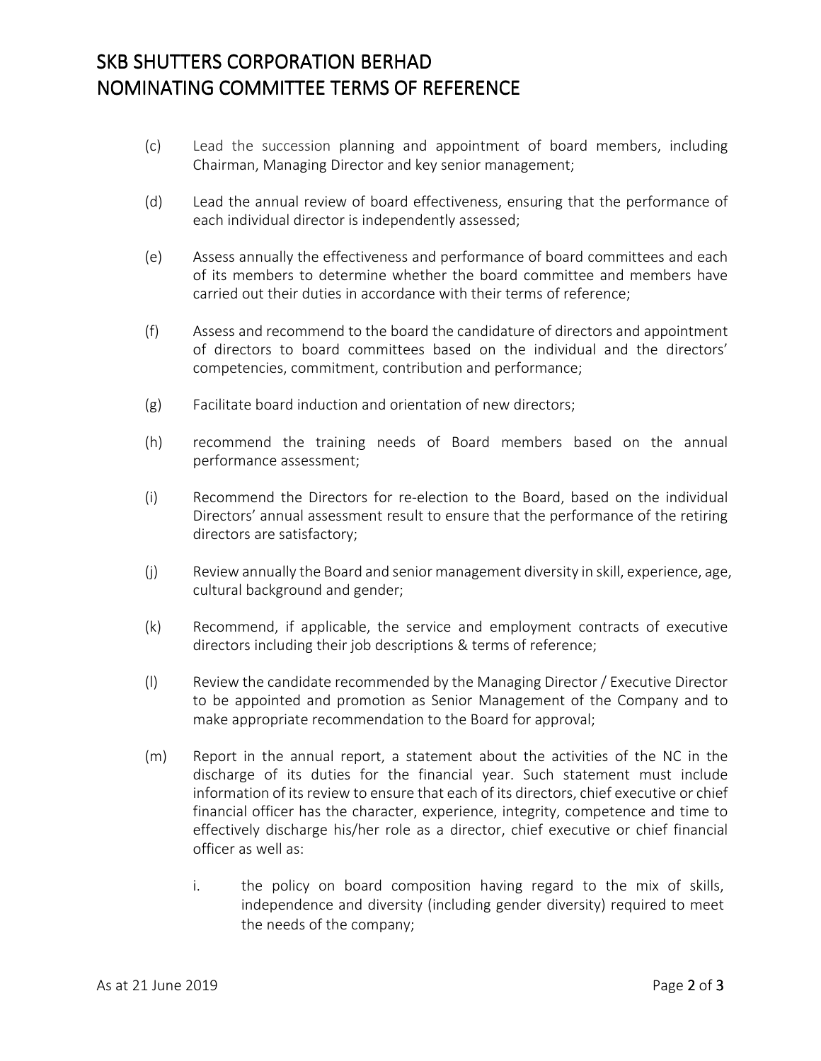(c) Lead the succession planning and appointment of board members, including Chairman, Managing Director and key senior management;

(d) Lead the annual review of board effectiveness, ensuring that the performance of each individual director is independently assessed;

(e) Assess annually the effectiveness and performance of board committees and each of its members to determine whether the board committee and members have carried out their duties in accordance with their terms of reference;

(f) Assess and recommend to the board the candidature of directors and appointment of directors to board committees based on the individual and the directors' competencies, commitment, contribution and performance;

(g) Facilitate board induction and orientation of new directors;

(h) recommend the training needs of Board members based on the annual performance assessment;

(i) Recommend the Directors for re-election to the Board, based on the individual Directors' annual assessment result to ensure that the performance of the retiring directors are satisfactory;

(j) Review annually the Board and senior management diversity in skill, experience, age, cultural background and gender;

(k) Recommend, if applicable, the service and employment contracts of executive directors including their job descriptions & terms of reference;

(l) Review the candidate recommended by the Managing Director / Executive Director to be appointed and promotion as Senior Management of the Company and to make appropriate recommendation to the Board for approval;

(m) Report in the annual report, a statement about the activities of the NC in the discharge of its duties for the financial year. Such statement must include information of its review to ensure that each of its directors, chief executive or chief financial officer has the character, experience, integrity, competence and time to effectively discharge his/her role as a director, chief executive or chief financial officer as well as:

    i. the policy on board composition having regard to the mix of skills, independence and diversity (including gender diversity) required to meet the needs of the company;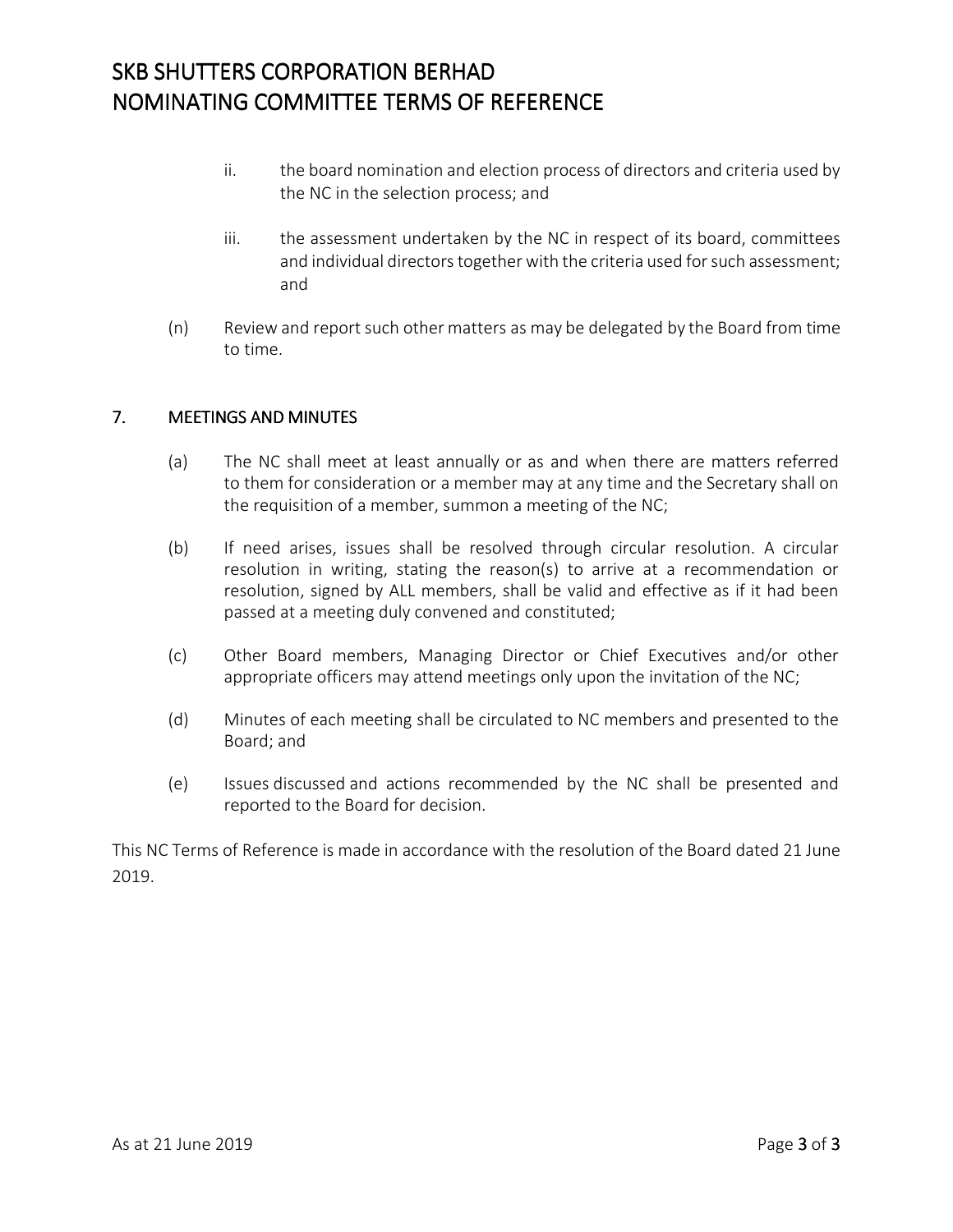ii. the board nomination and election process of directors and criteria used by the NC in the selection process; and

iii. the assessment undertaken by the NC in respect of its board, committees and individual directors together with the criteria used for such assessment; and

(n) Review and report such other matters as may be delegated by the Board from time to time.

## 7. MEETINGS AND MINUTES

(a) The NC shall meet at least annually or as and when there are matters referred to them for consideration or a member may at any time and the Secretary shall on the requisition of a member, summon a meeting of the NC;

(b) If need arises, issues shall be resolved through circular resolution. A circular resolution in writing, stating the reason(s) to arrive at a recommendation or resolution, signed by ALL members, shall be valid and effective as if it had been passed at a meeting duly convened and constituted;

(c) Other Board members, Managing Director or Chief Executives and/or other appropriate officers may attend meetings only upon the invitation of the NC;

(d) Minutes of each meeting shall be circulated to NC members and presented to the Board; and

(e) Issues discussed and actions recommended by the NC shall be presented and reported to the Board for decision.

This NC Terms of Reference is made in accordance with the resolution of the Board dated 21 June 2019.